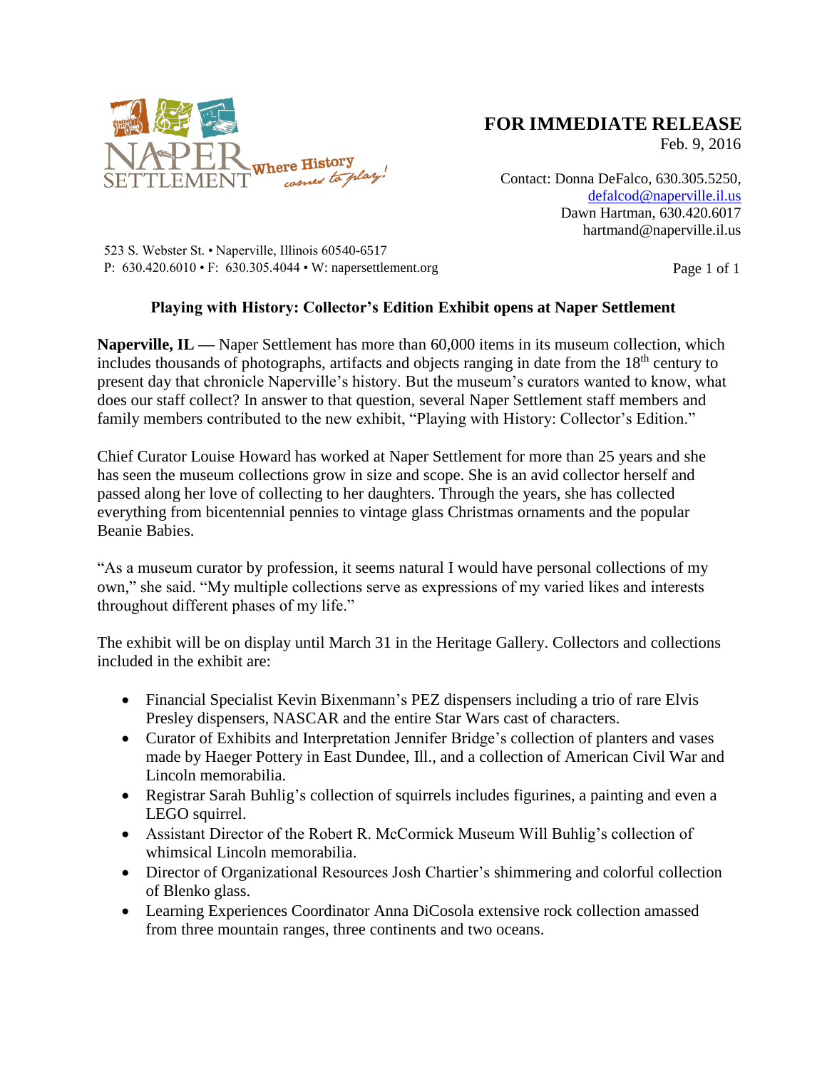NAPER SETTLEMENT Where History comes to play!

**FOR IMMEDIATE RELEASE**
Feb. 9, 2016

Contact: Donna DeFalco, 630.305.5250, defalcod@naperville.il.us
Dawn Hartman, 630.420.6017
hartmand@naperville.il.us

523 S. Webster St. • Naperville, Illinois 60540-6517
P: 630.420.6010 • F: 630.305.4044 • W: napersettlement.org

## Playing with History: Collector's Edition Exhibit opens at Naper Settlement

**Naperville, IL —** Naper Settlement has more than 60,000 items in its museum collection, which includes thousands of photographs, artifacts and objects ranging in date from the 18th century to present day that chronicle Naperville's history. But the museum's curators wanted to know, what does our staff collect? In answer to that question, several Naper Settlement staff members and family members contributed to the new exhibit, "Playing with History: Collector's Edition."

Chief Curator Louise Howard has worked at Naper Settlement for more than 25 years and she has seen the museum collections grow in size and scope. She is an avid collector herself and passed along her love of collecting to her daughters. Through the years, she has collected everything from bicentennial pennies to vintage glass Christmas ornaments and the popular Beanie Babies.

"As a museum curator by profession, it seems natural I would have personal collections of my own," she said. "My multiple collections serve as expressions of my varied likes and interests throughout different phases of my life."

The exhibit will be on display until March 31 in the Heritage Gallery. Collectors and collections included in the exhibit are:

- Financial Specialist Kevin Bixenmann's PEZ dispensers including a trio of rare Elvis Presley dispensers, NASCAR and the entire Star Wars cast of characters.
- Curator of Exhibits and Interpretation Jennifer Bridge's collection of planters and vases made by Haeger Pottery in East Dundee, Ill., and a collection of American Civil War and Lincoln memorabilia.
- Registrar Sarah Buhlig's collection of squirrels includes figurines, a painting and even a LEGO squirrel.
- Assistant Director of the Robert R. McCormick Museum Will Buhlig's collection of whimsical Lincoln memorabilia.
- Director of Organizational Resources Josh Chartier's shimmering and colorful collection of Blenko glass.
- Learning Experiences Coordinator Anna DiCosola extensive rock collection amassed from three mountain ranges, three continents and two oceans.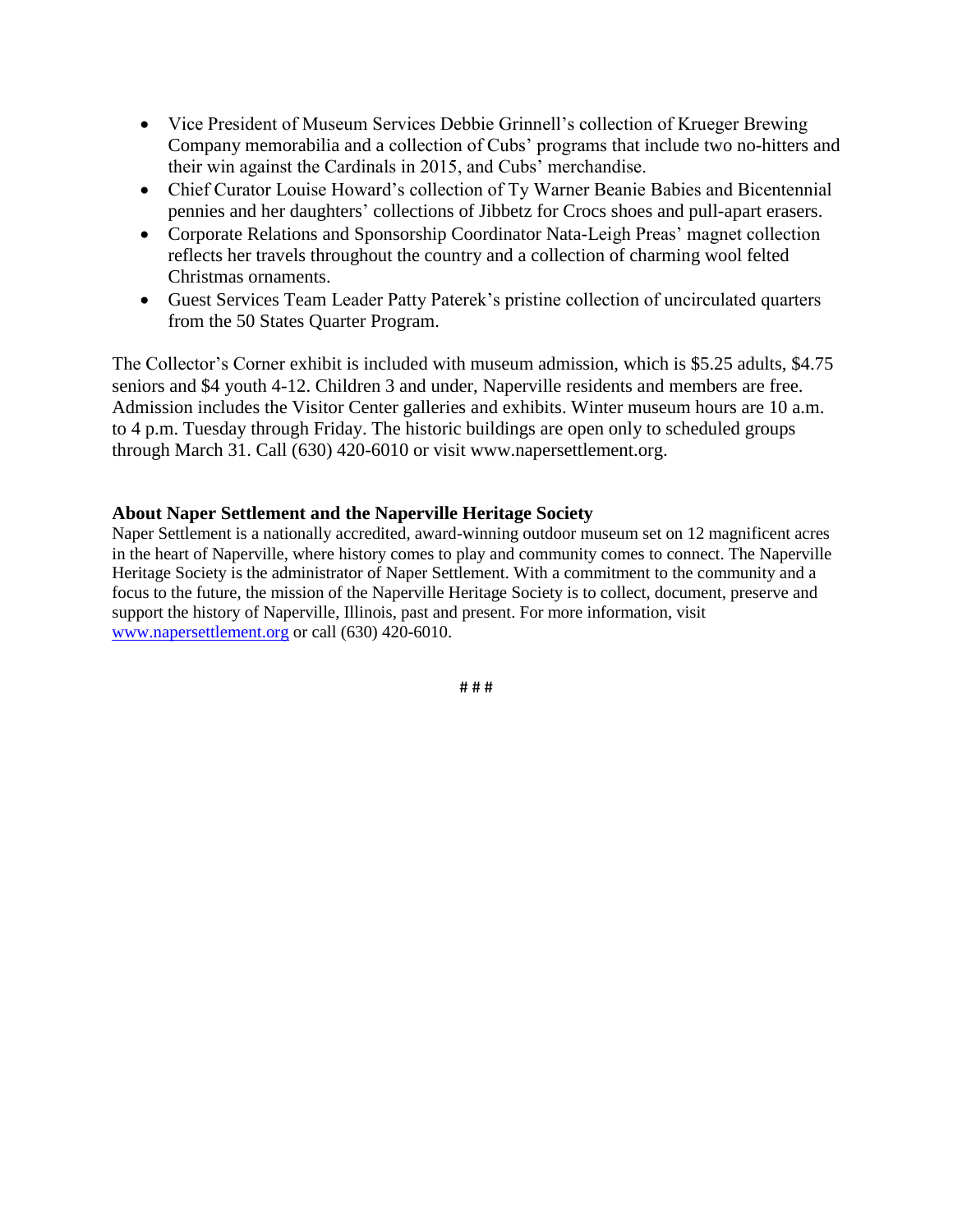- Vice President of Museum Services Debbie Grinnell's collection of Krueger Brewing Company memorabilia and a collection of Cubs' programs that include two no-hitters and their win against the Cardinals in 2015, and Cubs' merchandise.
- Chief Curator Louise Howard's collection of Ty Warner Beanie Babies and Bicentennial pennies and her daughters' collections of Jibbetz for Crocs shoes and pull-apart erasers.
- Corporate Relations and Sponsorship Coordinator Nata-Leigh Preas' magnet collection reflects her travels throughout the country and a collection of charming wool felted Christmas ornaments.
- Guest Services Team Leader Patty Paterek's pristine collection of uncirculated quarters from the 50 States Quarter Program.

The Collector's Corner exhibit is included with museum admission, which is $5.25 adults, $4.75 seniors and $4 youth 4-12. Children 3 and under, Naperville residents and members are free. Admission includes the Visitor Center galleries and exhibits. Winter museum hours are 10 a.m. to 4 p.m. Tuesday through Friday. The historic buildings are open only to scheduled groups through March 31. Call (630) 420-6010 or visit www.napersettlement.org.

**About Naper Settlement and the Naperville Heritage Society**

Naper Settlement is a nationally accredited, award-winning outdoor museum set on 12 magnificent acres in the heart of Naperville, where history comes to play and community comes to connect. The Naperville Heritage Society is the administrator of Naper Settlement. With a commitment to the community and a focus to the future, the mission of the Naperville Heritage Society is to collect, document, preserve and support the history of Naperville, Illinois, past and present. For more information, visit [www.napersettlement.org](http://www.napersettlement.org) or call (630) 420-6010.

# # #